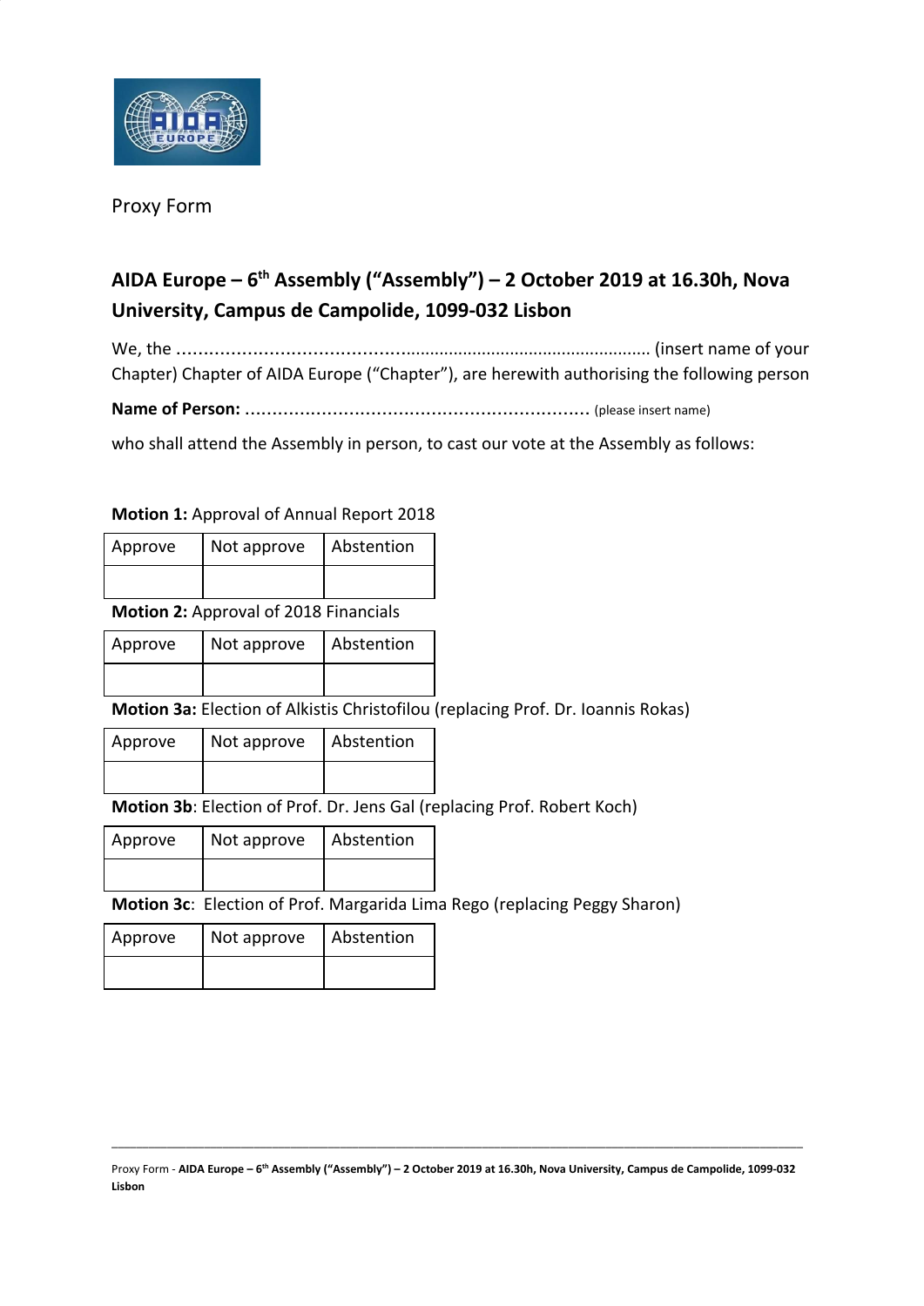Proxy Form

## AIDA Europe – 6th Assembly ("Assembly") – 2 October 2019 at 16.30h, Nova University, Campus de Campolide, 1099-032 Lisbon

We, the ........................................................................................... (insert name of your Chapter) Chapter of AIDA Europe ("Chapter"), are herewith authorising the following person

**Name of Person:** .............................................................. (please insert name)

who shall attend the Assembly in person, to cast our vote at the Assembly as follows:

**Motion 1:** Approval of Annual Report 2018

| Approve | Not approve | Abstention |
| --- | --- | --- |
| | | |

**Motion 2:** Approval of 2018 Financials

| Approve | Not approve | Abstention |
| --- | --- | --- |
| | | |

**Motion 3a:** Election of Alkistis Christofilou (replacing Prof. Dr. Ioannis Rokas)

| Approve | Not approve | Abstention |
| --- | --- | --- |
| | | |

**Motion 3b**: Election of Prof. Dr. Jens Gal (replacing Prof. Robert Koch)

| Approve | Not approve | Abstention |
| --- | --- | --- |
| | | |

**Motion 3c**: Election of Prof. Margarida Lima Rego (replacing Peggy Sharon)

| Approve | Not approve | Abstention |
| --- | --- | --- |
| | | |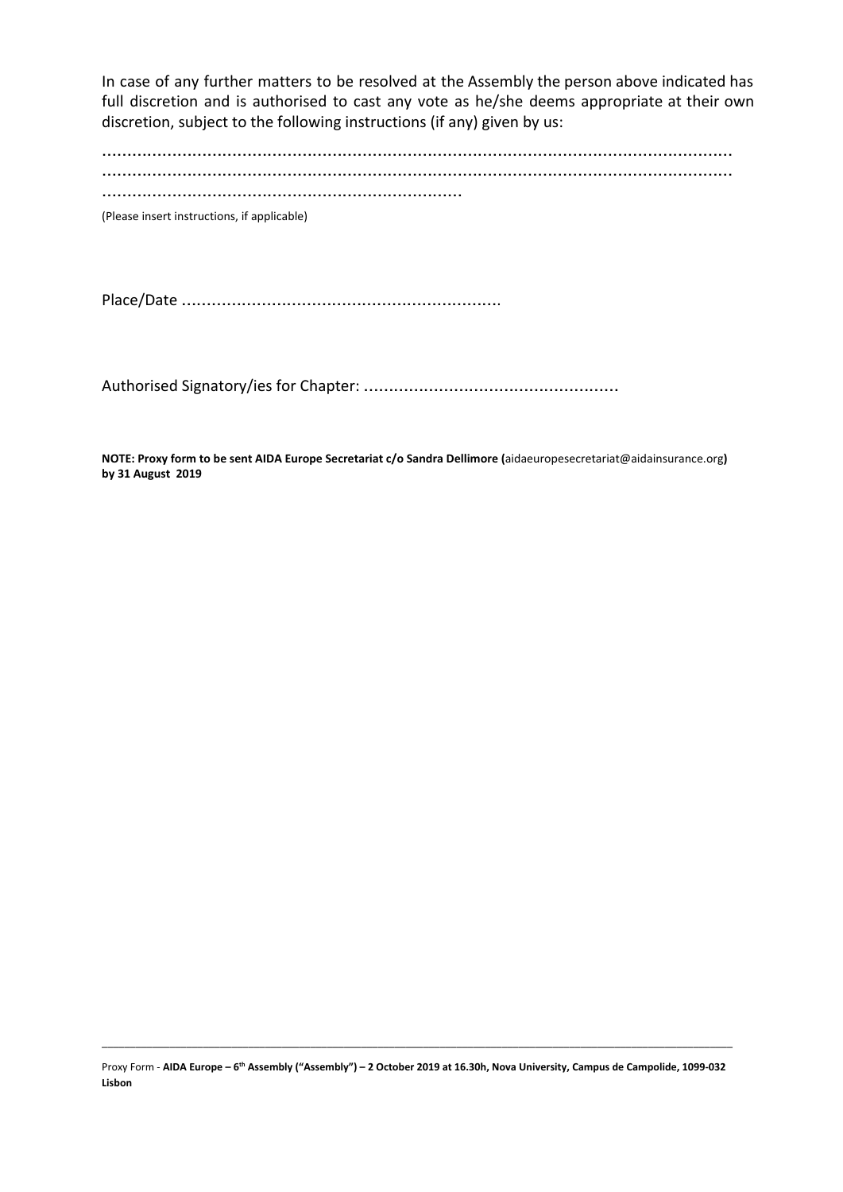In case of any further matters to be resolved at the Assembly the person above indicated has full discretion and is authorised to cast any vote as he/she deems appropriate at their own discretion, subject to the following instructions (if any) given by us:

.........................................................................................................................
.........................................................................................................................
.......................................................................

(Please insert instructions, if applicable)

Place/Date ................................................................

Authorised Signatory/ies for Chapter: ..................................................

**NOTE: Proxy form to be sent AIDA Europe Secretariat c/o Sandra Dellimore (**aidaeuropesecretariat@aidainsurance.org**) by 31 August 2019**

Proxy Form - **AIDA Europe – 6th Assembly ("Assembly") – 2 October 2019 at 16.30h, Nova University, Campus de Campolide, 1099-032 Lisbon**